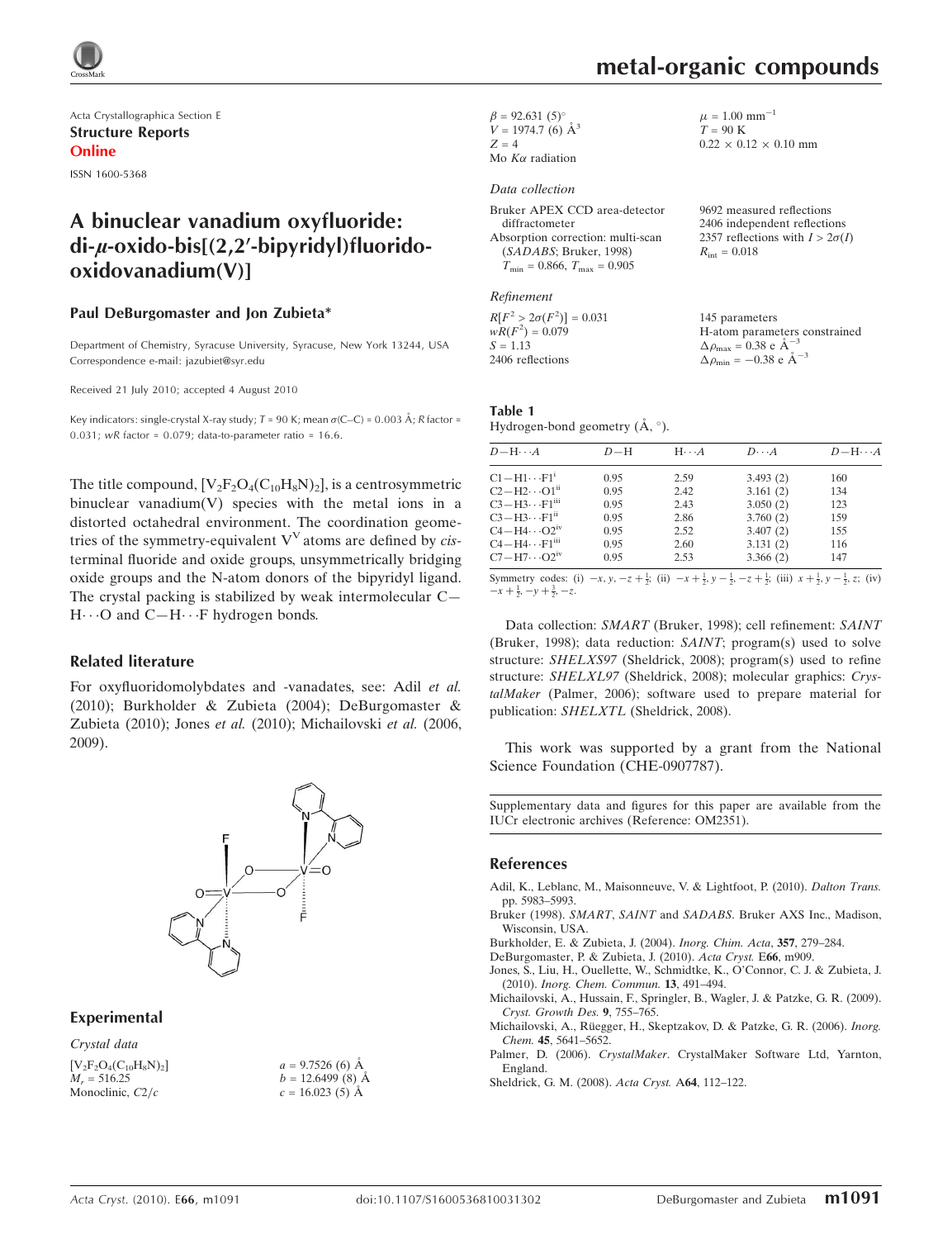Acta Crystallographica Section E
**Structure Reports**
**Online**

ISSN 1600-5368

# A binuclear vanadium oxyfluoride: di-μ-oxido-bis[(2,2′-bipyridyl)fluoridooxidovanadium(V)]

**Paul DeBurgomaster and Jon Zubieta***

Department of Chemistry, Syracuse University, Syracuse, New York 13244, USA
Correspondence e-mail: jazubiet@syr.edu

Received 21 July 2010; accepted 4 August 2010

Key indicators: single-crystal X-ray study; $T$ = 90 K; mean σ(C–C) = 0.003 Å; $R$ factor = 0.031; $wR$ factor = 0.079; data-to-parameter ratio = 16.6.

The title compound, $[V_2F_2O_4(C_{10}H_8N)_2]$, is a centrosymmetric binuclear vanadium(V) species with the metal ions in a distorted octahedral environment. The coordination geometries of the symmetry-equivalent $V^V$ atoms are defined by *cis*-terminal fluoride and oxide groups, unsymmetrically bridging oxide groups and the N-atom donors of the bipyridyl ligand. The crystal packing is stabilized by weak intermolecular C—H⋯O and C—H⋯F hydrogen bonds.

## Related literature

For oxyfluoridomolybdates and -vanadates, see: Adil *et al.* (2010); Burkholder & Zubieta (2004); DeBurgomaster & Zubieta (2010); Jones *et al.* (2010); Michailovski *et al.* (2006, 2009).

## Experimental

### Crystal data

$[V_2F_2O_4(C_{10}H_8N)_2]$
$M_r$ = 516.25
Monoclinic, $C2/c$
$a$ = 9.7526 (6) Å
$b$ = 12.6499 (8) Å
$c$ = 16.023 (5) Å
β = 92.631 (5)°
$V$ = 1974.7 (6) Å$^3$
$Z$ = 4
Mo $K\alpha$ radiation
μ = 1.00 mm$^{-1}$
$T$ = 90 K
0.22 × 0.12 × 0.10 mm

### Data collection

Bruker APEX CCD area-detector diffractometer
Absorption correction: multi-scan (*SADABS*; Bruker, 1998)
$T_{min}$ = 0.866, $T_{max}$ = 0.905
9692 measured reflections
2406 independent reflections
2357 reflections with $I > 2\sigma(I)$
$R_{int}$ = 0.018

### Refinement

$R[F^2 > 2\sigma(F^2)]$ = 0.031
$wR(F^2)$ = 0.079
$S$ = 1.13
2406 reflections
145 parameters
H-atom parameters constrained
$\Delta\rho_{max}$ = 0.38 e Å$^{-3}$
$\Delta\rho_{min}$ = −0.38 e Å$^{-3}$

**Table 1**
Hydrogen-bond geometry (Å, °).

| $D$—H⋯$A$ | $D$—H | H⋯$A$ | $D$⋯$A$ | $D$—H⋯$A$ |
|---|---|---|---|---|
| C1—H1⋯F1[i] | 0.95 | 2.59 | 3.493 (2) | 160 |
| C2—H2⋯O1[ii] | 0.95 | 2.42 | 3.161 (2) | 134 |
| C3—H3⋯F1[iii] | 0.95 | 2.43 | 3.050 (2) | 123 |
| C3—H3⋯F1[ii] | 0.95 | 2.86 | 3.760 (2) | 159 |
| C4—H4⋯O2[iv] | 0.95 | 2.52 | 3.407 (2) | 155 |
| C4—H4⋯F1[iii] | 0.95 | 2.60 | 3.131 (2) | 116 |
| C7—H7⋯O2[iv] | 0.95 | 2.53 | 3.366 (2) | 147 |

Symmetry codes: (i) $-x, y, -z + \frac{1}{2}$; (ii) $-x + \frac{1}{2}, y - \frac{1}{2}, -z + \frac{1}{2}$; (iii) $x + \frac{1}{2}, y - \frac{1}{2}, z$; (iv) $-x + \frac{1}{2}, -y + \frac{3}{2}, -z$.

Data collection: *SMART* (Bruker, 1998); cell refinement: *SAINT* (Bruker, 1998); data reduction: *SAINT*; program(s) used to solve structure: *SHELXS97* (Sheldrick, 2008); program(s) used to refine structure: *SHELXL97* (Sheldrick, 2008); molecular graphics: *CrystalMaker* (Palmer, 2006); software used to prepare material for publication: *SHELXTL* (Sheldrick, 2008).

This work was supported by a grant from the National Science Foundation (CHE-0907787).

Supplementary data and figures for this paper are available from the IUCr electronic archives (Reference: OM2351).

## References

Adil, K., Leblanc, M., Maisonneuve, V. & Lightfoot, P. (2010). *Dalton Trans.* pp. 5983–5993.
Bruker (1998). *SMART*, *SAINT* and *SADABS*. Bruker AXS Inc., Madison, Wisconsin, USA.
Burkholder, E. & Zubieta, J. (2004). *Inorg. Chim. Acta*, **357**, 279–284.
DeBurgomaster, P. & Zubieta, J. (2010). *Acta Cryst.* E**66**, m909.
Jones, S., Liu, H., Ouellette, W., Schmidtke, K., O'Connor, C. J. & Zubieta, J. (2010). *Inorg. Chem. Commun.* **13**, 491–494.
Michailovski, A., Hussain, F., Springler, B., Wagler, J. & Patzke, G. R. (2009). *Cryst. Growth Des.* **9**, 755–765.
Michailovski, A., Rüegger, H., Skeptzakov, D. & Patzke, G. R. (2006). *Inorg. Chem.* **45**, 5641–5652.
Palmer, D. (2006). *CrystalMaker*. CrystalMaker Software Ltd, Yarnton, England.
Sheldrick, G. M. (2008). *Acta Cryst.* A**64**, 112–122.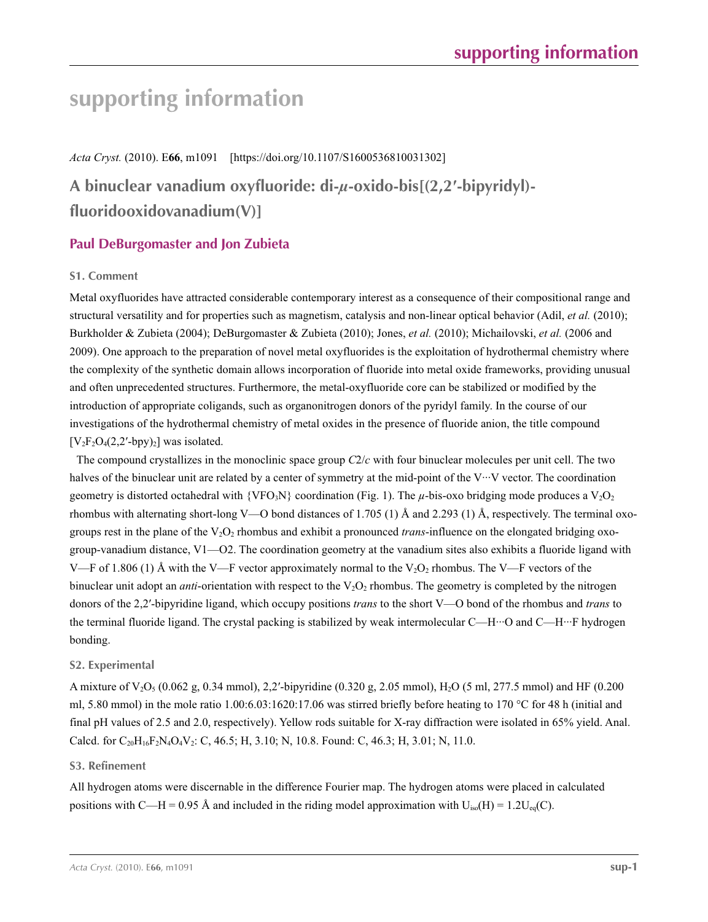# supporting information

*Acta Cryst.* (2010). E**66**, m1091 [https://doi.org/10.1107/S1600536810031302]

## A binuclear vanadium oxyfluoride: di-*μ*-oxido-bis[(2,2′-bipyridyl)-fluoridooxidovanadium(V)]

### Paul DeBurgomaster and Jon Zubieta

#### S1. Comment

Metal oxyfluorides have attracted considerable contemporary interest as a consequence of their compositional range and structural versatility and for properties such as magnetism, catalysis and non-linear optical behavior (Adil, *et al.* (2010); Burkholder & Zubieta (2004); DeBurgomaster & Zubieta (2010); Jones, *et al.* (2010); Michailovski, *et al.* (2006 and 2009). One approach to the preparation of novel metal oxyfluorides is the exploitation of hydrothermal chemistry where the complexity of the synthetic domain allows incorporation of fluoride into metal oxide frameworks, providing unusual and often unprecedented structures. Furthermore, the metal-oxyfluoride core can be stabilized or modified by the introduction of appropriate coligands, such as organonitrogen donors of the pyridyl family. In the course of our investigations of the hydrothermal chemistry of metal oxides in the presence of fluoride anion, the title compound $[V_2F_2O_4(2,2'\text{-bpy})_2]$ was isolated.

The compound crystallizes in the monoclinic space group *C*2/*c* with four binuclear molecules per unit cell. The two halves of the binuclear unit are related by a center of symmetry at the mid-point of the V···V vector. The coordination geometry is distorted octahedral with $\{VFO_3N\}$ coordination (Fig. 1). The *μ*-bis-oxo bridging mode produces a $V_2O_2$ rhombus with alternating short-long V—O bond distances of 1.705 (1) Å and 2.293 (1) Å, respectively. The terminal oxo-groups rest in the plane of the $V_2O_2$ rhombus and exhibit a pronounced *trans*-influence on the elongated bridging oxo-group-vanadium distance, V1—O2. The coordination geometry at the vanadium sites also exhibits a fluoride ligand with V—F of 1.806 (1) Å with the V—F vector approximately normal to the $V_2O_2$ rhombus. The V—F vectors of the binuclear unit adopt an *anti*-orientation with respect to the $V_2O_2$ rhombus. The geometry is completed by the nitrogen donors of the 2,2′-bipyridine ligand, which occupy positions *trans* to the short V—O bond of the rhombus and *trans* to the terminal fluoride ligand. The crystal packing is stabilized by weak intermolecular C—H···O and C—H···F hydrogen bonding.

#### S2. Experimental

A mixture of $V_2O_5$ (0.062 g, 0.34 mmol), 2,2′-bipyridine (0.320 g, 2.05 mmol), $H_2O$ (5 ml, 277.5 mmol) and HF (0.200 ml, 5.80 mmol) in the mole ratio 1.00:6.03:1620:17.06 was stirred briefly before heating to 170 °C for 48 h (initial and final pH values of 2.5 and 2.0, respectively). Yellow rods suitable for X-ray diffraction were isolated in 65% yield. Anal. Calcd. for $C_{20}H_{16}F_2N_4O_4V_2$: C, 46.5; H, 3.10; N, 10.8. Found: C, 46.3; H, 3.01; N, 11.0.

#### S3. Refinement

All hydrogen atoms were discernable in the difference Fourier map. The hydrogen atoms were placed in calculated positions with C—H = 0.95 Å and included in the riding model approximation with $U_{iso}(H) = 1.2U_{eq}(C)$.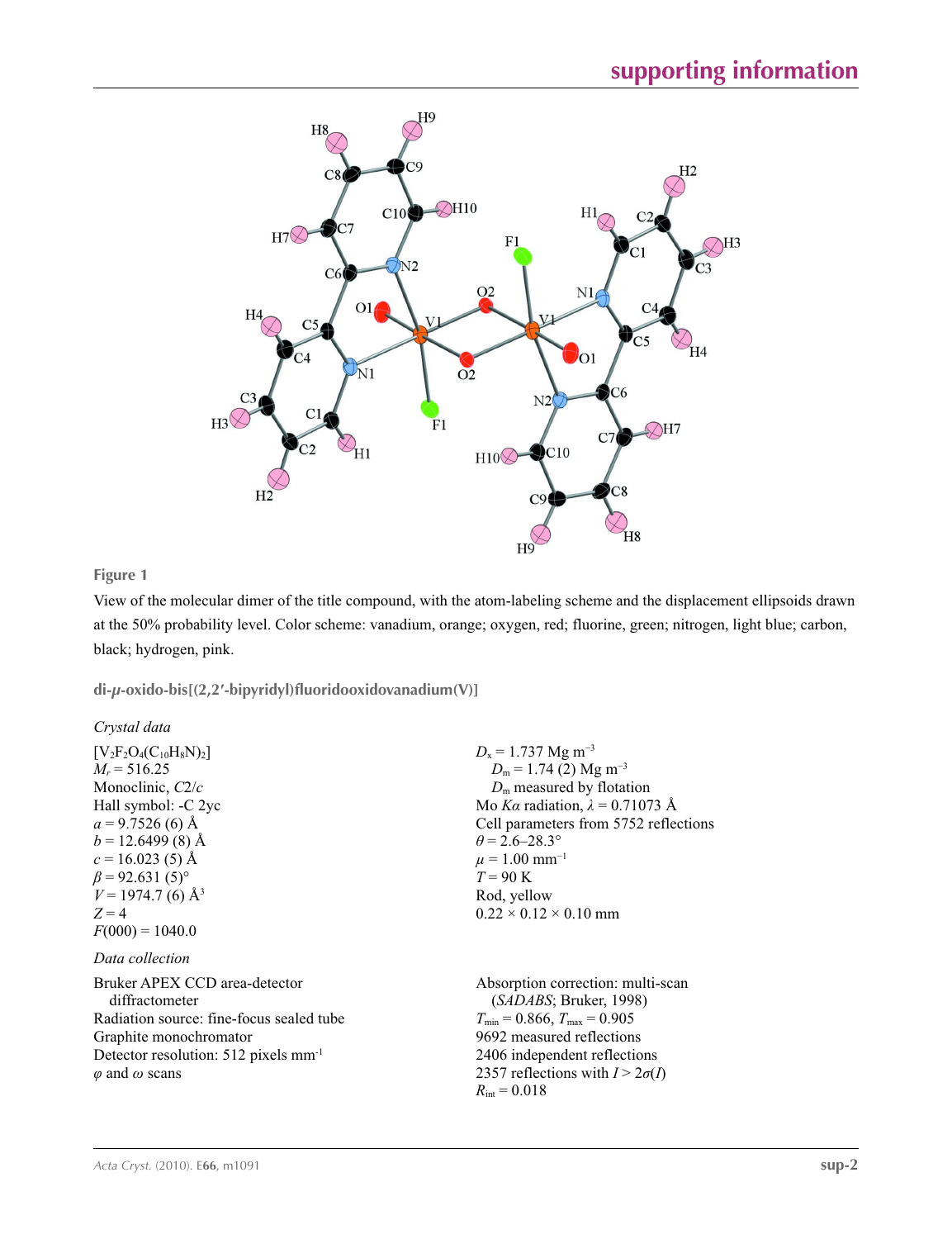**Figure 1**

View of the molecular dimer of the title compound, with the atom-labeling scheme and the displacement ellipsoids drawn at the 50% probability level. Color scheme: vanadium, orange; oxygen, red; fluorine, green; nitrogen, light blue; carbon, black; hydrogen, pink.

**di-$\mu$-oxido-bis[(2,2′-bipyridyl)fluoridooxidovanadium(V)]**

*Crystal data*

$[V_2F_2O_4(C_{10}H_8N)_2]$
$M_r = 516.25$
Monoclinic, $C2/c$
Hall symbol: -C 2yc
$a = 9.7526$ (6) Å
$b = 12.6499$ (8) Å
$c = 16.023$ (5) Å
$\beta = 92.631$ (5)°
$V = 1974.7$ (6) Å$^3$
$Z = 4$
$F(000) = 1040.0$

$D_x = 1.737$ Mg m$^{-3}$
$D_m = 1.74$ (2) Mg m$^{-3}$
$D_m$ measured by flotation
Mo $K\alpha$ radiation, $\lambda = 0.71073$ Å
Cell parameters from 5752 reflections
$\theta = 2.6$–28.3°
$\mu = 1.00$ mm$^{-1}$
$T = 90$ K
Rod, yellow
0.22 × 0.12 × 0.10 mm

*Data collection*

Bruker APEX CCD area-detector diffractometer
Radiation source: fine-focus sealed tube
Graphite monochromator
Detector resolution: 512 pixels mm$^{-1}$
$\varphi$ and $\omega$ scans

Absorption correction: multi-scan (*SADABS*; Bruker, 1998)
$T_{min} = 0.866$, $T_{max} = 0.905$
9692 measured reflections
2406 independent reflections
2357 reflections with $I > 2\sigma(I)$
$R_{int} = 0.018$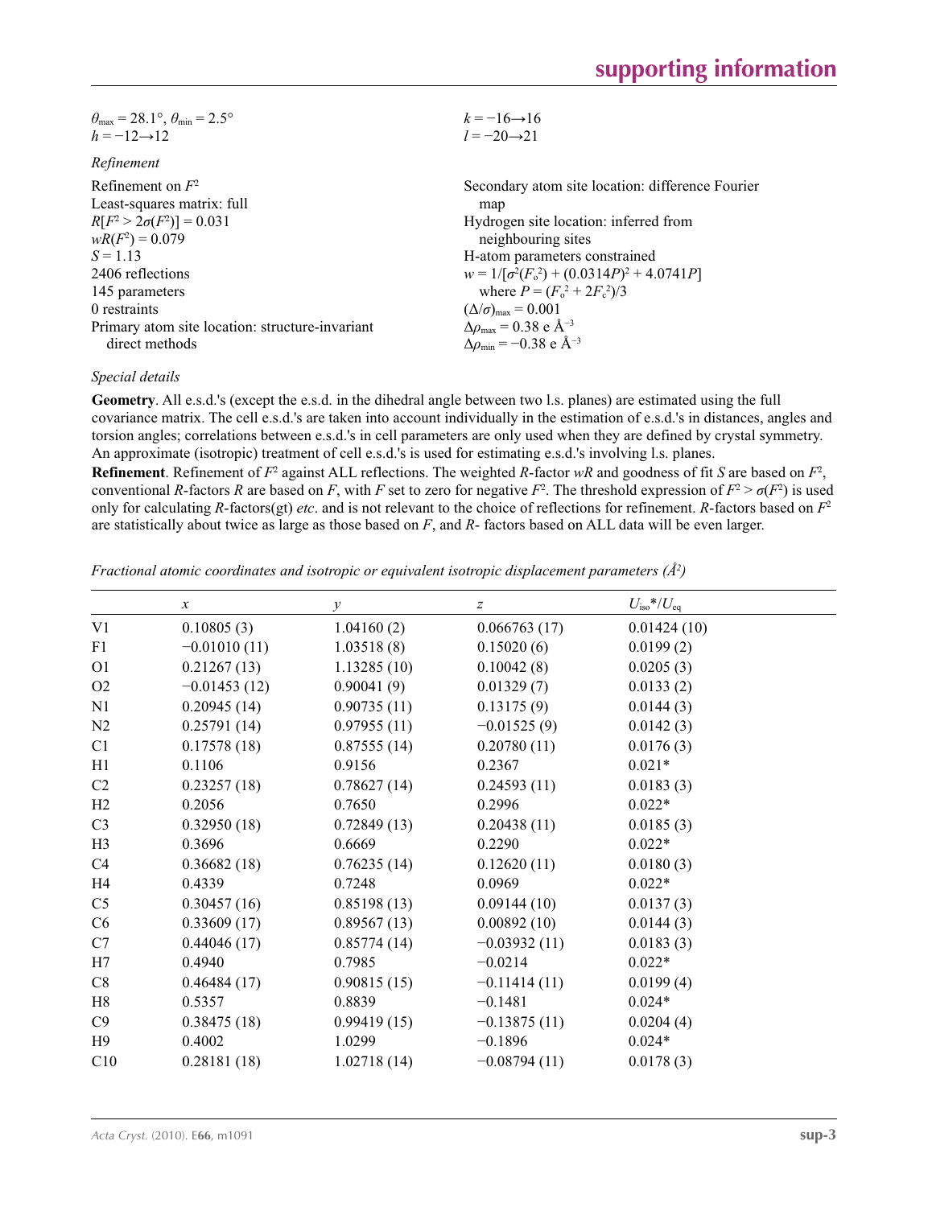$\theta_{max} = 28.1°$, $\theta_{min} = 2.5°$
$h = -12 \rightarrow 12$
$k = -16 \rightarrow 16$
$l = -20 \rightarrow 21$

*Refinement*

Refinement on $F^2$
Least-squares matrix: full
$R[F^2 > 2\sigma(F^2)] = 0.031$
$wR(F^2) = 0.079$
$S = 1.13$
2406 reflections
145 parameters
0 restraints
Primary atom site location: structure-invariant direct methods
Secondary atom site location: difference Fourier map
Hydrogen site location: inferred from neighbouring sites
H-atom parameters constrained
$w = 1/[\sigma^2(F_o^2) + (0.0314P)^2 + 4.0741P]$
where $P = (F_o^2 + 2F_c^2)/3$
$(\Delta/\sigma)_{max} = 0.001$
$\Delta\rho_{max} = 0.38$ e Å$^{-3}$
$\Delta\rho_{min} = -0.38$ e Å$^{-3}$

*Special details*

**Geometry**. All e.s.d.'s (except the e.s.d. in the dihedral angle between two l.s. planes) are estimated using the full covariance matrix. The cell e.s.d.'s are taken into account individually in the estimation of e.s.d.'s in distances, angles and torsion angles; correlations between e.s.d.'s in cell parameters are only used when they are defined by crystal symmetry. An approximate (isotropic) treatment of cell e.s.d.'s is used for estimating e.s.d.'s involving l.s. planes.

**Refinement**. Refinement of $F^2$ against ALL reflections. The weighted $R$-factor $wR$ and goodness of fit $S$ are based on $F^2$, conventional $R$-factors $R$ are based on $F$, with $F$ set to zero for negative $F^2$. The threshold expression of $F^2 > \sigma(F^2)$ is used only for calculating $R$-factors(gt) *etc*. and is not relevant to the choice of reflections for refinement. $R$-factors based on $F^2$ are statistically about twice as large as those based on $F$, and $R$- factors based on ALL data will be even larger.

*Fractional atomic coordinates and isotropic or equivalent isotropic displacement parameters (Å$^2$)*

| | $x$ | $y$ | $z$ | $U_{iso}$*/$U_{eq}$ |
|---|---|---|---|---|
| V1 | 0.10805 (3) | 1.04160 (2) | 0.066763 (17) | 0.01424 (10) |
| F1 | −0.01010 (11) | 1.03518 (8) | 0.15020 (6) | 0.0199 (2) |
| O1 | 0.21267 (13) | 1.13285 (10) | 0.10042 (8) | 0.0205 (3) |
| O2 | −0.01453 (12) | 0.90041 (9) | 0.01329 (7) | 0.0133 (2) |
| N1 | 0.20945 (14) | 0.90735 (11) | 0.13175 (9) | 0.0144 (3) |
| N2 | 0.25791 (14) | 0.97955 (11) | −0.01525 (9) | 0.0142 (3) |
| C1 | 0.17578 (18) | 0.87555 (14) | 0.20780 (11) | 0.0176 (3) |
| H1 | 0.1106 | 0.9156 | 0.2367 | 0.021* |
| C2 | 0.23257 (18) | 0.78627 (14) | 0.24593 (11) | 0.0183 (3) |
| H2 | 0.2056 | 0.7650 | 0.2996 | 0.022* |
| C3 | 0.32950 (18) | 0.72849 (13) | 0.20438 (11) | 0.0185 (3) |
| H3 | 0.3696 | 0.6669 | 0.2290 | 0.022* |
| C4 | 0.36682 (18) | 0.76235 (14) | 0.12620 (11) | 0.0180 (3) |
| H4 | 0.4339 | 0.7248 | 0.0969 | 0.022* |
| C5 | 0.30457 (16) | 0.85198 (13) | 0.09144 (10) | 0.0137 (3) |
| C6 | 0.33609 (17) | 0.89567 (13) | 0.00892 (10) | 0.0144 (3) |
| C7 | 0.44046 (17) | 0.85774 (14) | −0.03932 (11) | 0.0183 (3) |
| H7 | 0.4940 | 0.7985 | −0.0214 | 0.022* |
| C8 | 0.46484 (17) | 0.90815 (15) | −0.11414 (11) | 0.0199 (4) |
| H8 | 0.5357 | 0.8839 | −0.1481 | 0.024* |
| C9 | 0.38475 (18) | 0.99419 (15) | −0.13875 (11) | 0.0204 (4) |
| H9 | 0.4002 | 1.0299 | −0.1896 | 0.024* |
| C10 | 0.28181 (18) | 1.02718 (14) | −0.08794 (11) | 0.0178 (3) |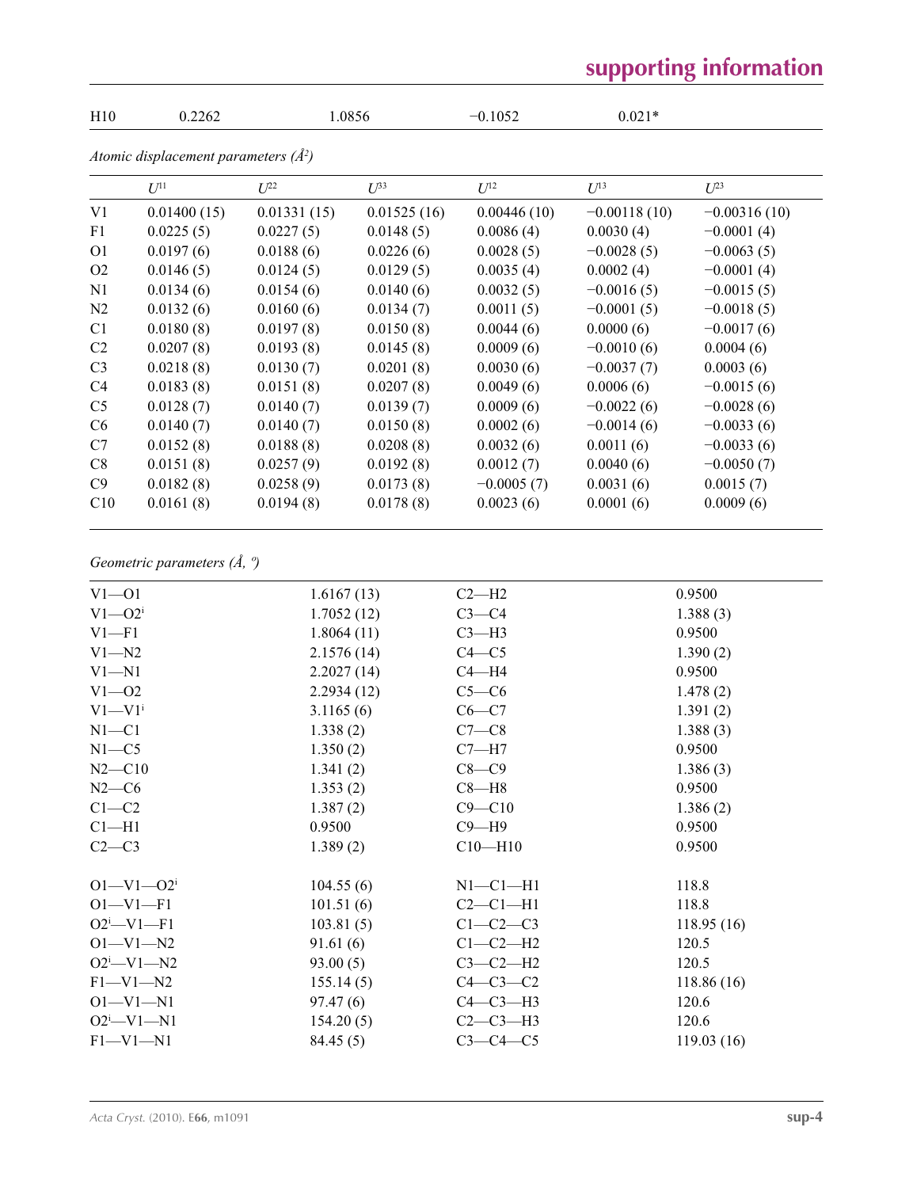| | | | | |
|---|---|---|---|---|
| H10 | 0.2262 | 1.0856 | −0.1052 | 0.021* |

*Atomic displacement parameters (Å²)*

| | $U^{11}$ | $U^{22}$ | $U^{33}$ | $U^{12}$ | $U^{13}$ | $U^{23}$ |
|---|---|---|---|---|---|---|
| V1 | 0.01400 (15) | 0.01331 (15) | 0.01525 (16) | 0.00446 (10) | −0.00118 (10) | −0.00316 (10) |
| F1 | 0.0225 (5) | 0.0227 (5) | 0.0148 (5) | 0.0086 (4) | 0.0030 (4) | −0.0001 (4) |
| O1 | 0.0197 (6) | 0.0188 (6) | 0.0226 (6) | 0.0028 (5) | −0.0028 (5) | −0.0063 (5) |
| O2 | 0.0146 (5) | 0.0124 (5) | 0.0129 (5) | 0.0035 (4) | 0.0002 (4) | −0.0001 (4) |
| N1 | 0.0134 (6) | 0.0154 (6) | 0.0140 (6) | 0.0032 (5) | −0.0016 (5) | −0.0015 (5) |
| N2 | 0.0132 (6) | 0.0160 (6) | 0.0134 (7) | 0.0011 (5) | −0.0001 (5) | −0.0018 (5) |
| C1 | 0.0180 (8) | 0.0197 (8) | 0.0150 (8) | 0.0044 (6) | 0.0000 (6) | −0.0017 (6) |
| C2 | 0.0207 (8) | 0.0193 (8) | 0.0145 (8) | 0.0009 (6) | −0.0010 (6) | 0.0004 (6) |
| C3 | 0.0218 (8) | 0.0130 (7) | 0.0201 (8) | 0.0030 (6) | −0.0037 (7) | 0.0003 (6) |
| C4 | 0.0183 (8) | 0.0151 (8) | 0.0207 (8) | 0.0049 (6) | 0.0006 (6) | −0.0015 (6) |
| C5 | 0.0128 (7) | 0.0140 (7) | 0.0139 (7) | 0.0009 (6) | −0.0022 (6) | −0.0028 (6) |
| C6 | 0.0140 (7) | 0.0140 (7) | 0.0150 (8) | 0.0002 (6) | −0.0014 (6) | −0.0033 (6) |
| C7 | 0.0152 (8) | 0.0188 (8) | 0.0208 (8) | 0.0032 (6) | 0.0011 (6) | −0.0033 (6) |
| C8 | 0.0151 (8) | 0.0257 (9) | 0.0192 (8) | 0.0012 (7) | 0.0040 (6) | −0.0050 (7) |
| C9 | 0.0182 (8) | 0.0258 (9) | 0.0173 (8) | −0.0005 (7) | 0.0031 (6) | 0.0015 (7) |
| C10 | 0.0161 (8) | 0.0194 (8) | 0.0178 (8) | 0.0023 (6) | 0.0001 (6) | 0.0009 (6) |

*Geometric parameters (Å, º)*

| | | | |
|---|---|---|---|
| V1—O1 | 1.6167 (13) | C2—H2 | 0.9500 |
| V1—O2$^{i}$ | 1.7052 (12) | C3—C4 | 1.388 (3) |
| V1—F1 | 1.8064 (11) | C3—H3 | 0.9500 |
| V1—N2 | 2.1576 (14) | C4—C5 | 1.390 (2) |
| V1—N1 | 2.2027 (14) | C4—H4 | 0.9500 |
| V1—O2 | 2.2934 (12) | C5—C6 | 1.478 (2) |
| V1—V1$^{i}$ | 3.1165 (6) | C6—C7 | 1.391 (2) |
| N1—C1 | 1.338 (2) | C7—C8 | 1.388 (3) |
| N1—C5 | 1.350 (2) | C7—H7 | 0.9500 |
| N2—C10 | 1.341 (2) | C8—C9 | 1.386 (3) |
| N2—C6 | 1.353 (2) | C8—H8 | 0.9500 |
| C1—C2 | 1.387 (2) | C9—C10 | 1.386 (2) |
| C1—H1 | 0.9500 | C9—H9 | 0.9500 |
| C2—C3 | 1.389 (2) | C10—H10 | 0.9500 |
| | | | |
| O1—V1—O2$^{i}$ | 104.55 (6) | N1—C1—H1 | 118.8 |
| O1—V1—F1 | 101.51 (6) | C2—C1—H1 | 118.8 |
| O2$^{i}$—V1—F1 | 103.81 (5) | C1—C2—C3 | 118.95 (16) |
| O1—V1—N2 | 91.61 (6) | C1—C2—H2 | 120.5 |
| O2$^{i}$—V1—N2 | 93.00 (5) | C3—C2—H2 | 120.5 |
| F1—V1—N2 | 155.14 (5) | C4—C3—C2 | 118.86 (16) |
| O1—V1—N1 | 97.47 (6) | C4—C3—H3 | 120.6 |
| O2$^{i}$—V1—N1 | 154.20 (5) | C2—C3—H3 | 120.6 |
| F1—V1—N1 | 84.45 (5) | C3—C4—C5 | 119.03 (16) |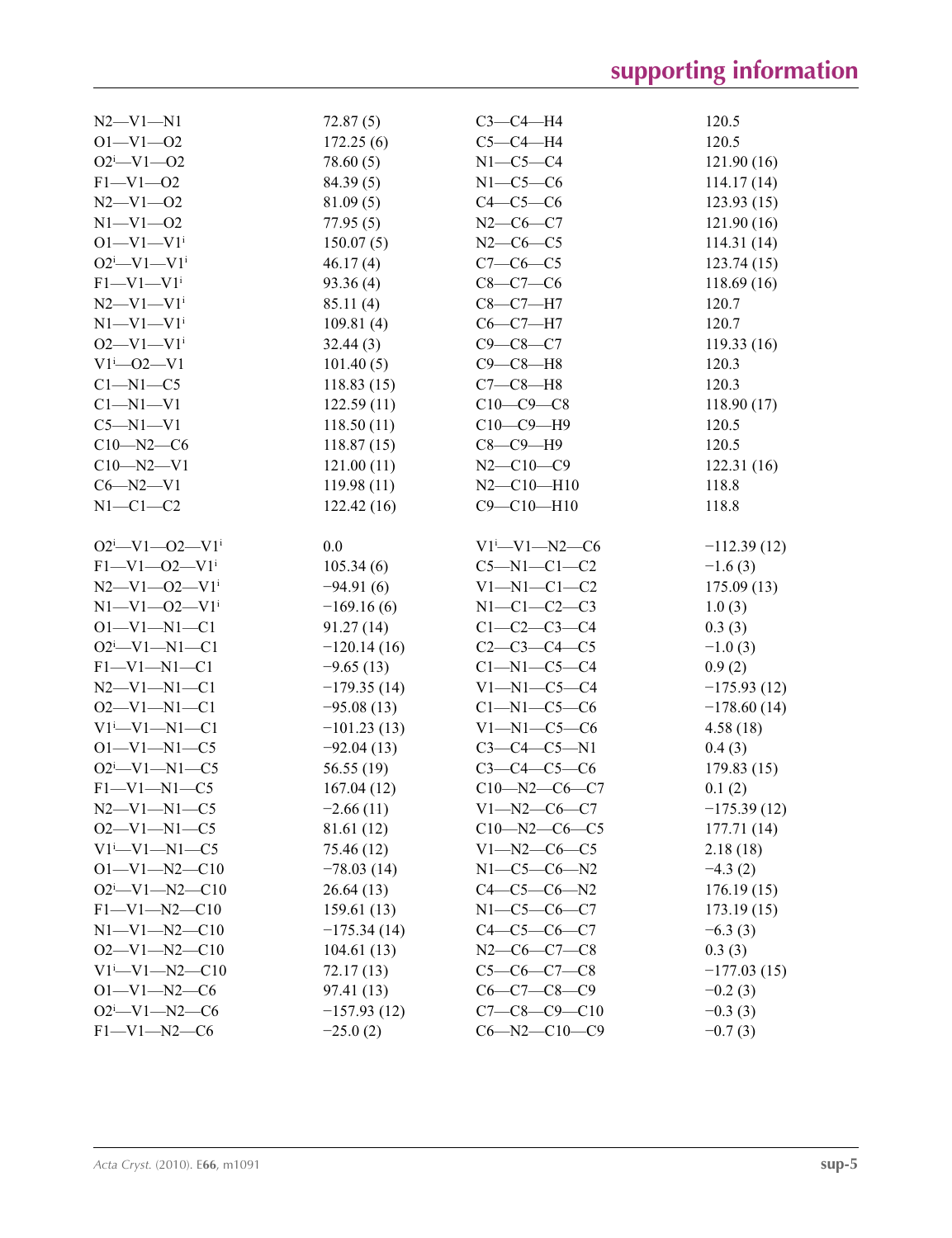| | | | |
|---|---|---|---|
| N2—V1—N1 | 72.87 (5) | C3—C4—H4 | 120.5 |
| O1—V1—O2 | 172.25 (6) | C5—C4—H4 | 120.5 |
| O2$^i$—V1—O2 | 78.60 (5) | N1—C5—C4 | 121.90 (16) |
| F1—V1—O2 | 84.39 (5) | N1—C5—C6 | 114.17 (14) |
| N2—V1—O2 | 81.09 (5) | C4—C5—C6 | 123.93 (15) |
| N1—V1—O2 | 77.95 (5) | N2—C6—C7 | 121.90 (16) |
| O1—V1—V1$^i$ | 150.07 (5) | N2—C6—C5 | 114.31 (14) |
| O2$^i$—V1—V1$^i$ | 46.17 (4) | C7—C6—C5 | 123.74 (15) |
| F1—V1—V1$^i$ | 93.36 (4) | C8—C7—C6 | 118.69 (16) |
| N2—V1—V1$^i$ | 85.11 (4) | C8—C7—H7 | 120.7 |
| N1—V1—V1$^i$ | 109.81 (4) | C6—C7—H7 | 120.7 |
| O2—V1—V1$^i$ | 32.44 (3) | C9—C8—C7 | 119.33 (16) |
| V1$^i$—O2—V1 | 101.40 (5) | C9—C8—H8 | 120.3 |
| C1—N1—C5 | 118.83 (15) | C7—C8—H8 | 120.3 |
| C1—N1—V1 | 122.59 (11) | C10—C9—C8 | 118.90 (17) |
| C5—N1—V1 | 118.50 (11) | C10—C9—H9 | 120.5 |
| C10—N2—C6 | 118.87 (15) | C8—C9—H9 | 120.5 |
| C10—N2—V1 | 121.00 (11) | N2—C10—C9 | 122.31 (16) |
| C6—N2—V1 | 119.98 (11) | N2—C10—H10 | 118.8 |
| N1—C1—C2 | 122.42 (16) | C9—C10—H10 | 118.8 |

| | | | |
|---|---|---|---|
| O2$^i$—V1—O2—V1$^i$ | 0.0 | V1$^i$—V1—N2—C6 | −112.39 (12) |
| F1—V1—O2—V1$^i$ | 105.34 (6) | C5—N1—C1—C2 | −1.6 (3) |
| N2—V1—O2—V1$^i$ | −94.91 (6) | V1—N1—C1—C2 | 175.09 (13) |
| N1—V1—O2—V1$^i$ | −169.16 (6) | N1—C1—C2—C3 | 1.0 (3) |
| O1—V1—N1—C1 | 91.27 (14) | C1—C2—C3—C4 | 0.3 (3) |
| O2$^i$—V1—N1—C1 | −120.14 (16) | C2—C3—C4—C5 | −1.0 (3) |
| F1—V1—N1—C1 | −9.65 (13) | C1—N1—C5—C4 | 0.9 (2) |
| N2—V1—N1—C1 | −179.35 (14) | V1—N1—C5—C4 | −175.93 (12) |
| O2—V1—N1—C1 | −95.08 (13) | C1—N1—C5—C6 | −178.60 (14) |
| V1$^i$—V1—N1—C1 | −101.23 (13) | V1—N1—C5—C6 | 4.58 (18) |
| O1—V1—N1—C5 | −92.04 (13) | C3—C4—C5—N1 | 0.4 (3) |
| O2$^i$—V1—N1—C5 | 56.55 (19) | C3—C4—C5—C6 | 179.83 (15) |
| F1—V1—N1—C5 | 167.04 (12) | C10—N2—C6—C7 | 0.1 (2) |
| N2—V1—N1—C5 | −2.66 (11) | V1—N2—C6—C7 | −175.39 (12) |
| O2—V1—N1—C5 | 81.61 (12) | C10—N2—C6—C5 | 177.71 (14) |
| V1$^i$—V1—N1—C5 | 75.46 (12) | V1—N2—C6—C5 | 2.18 (18) |
| O1—V1—N2—C10 | −78.03 (14) | N1—C5—C6—N2 | −4.3 (2) |
| O2$^i$—V1—N2—C10 | 26.64 (13) | C4—C5—C6—N2 | 176.19 (15) |
| F1—V1—N2—C10 | 159.61 (13) | N1—C5—C6—C7 | 173.19 (15) |
| N1—V1—N2—C10 | −175.34 (14) | C4—C5—C6—C7 | −6.3 (3) |
| O2—V1—N2—C10 | 104.61 (13) | N2—C6—C7—C8 | 0.3 (3) |
| V1$^i$—V1—N2—C10 | 72.17 (13) | C5—C6—C7—C8 | −177.03 (15) |
| O1—V1—N2—C6 | 97.41 (13) | C6—C7—C8—C9 | −0.2 (3) |
| O2$^i$—V1—N2—C6 | −157.93 (12) | C7—C8—C9—C10 | −0.3 (3) |
| F1—V1—N2—C6 | −25.0 (2) | C6—N2—C10—C9 | −0.7 (3) |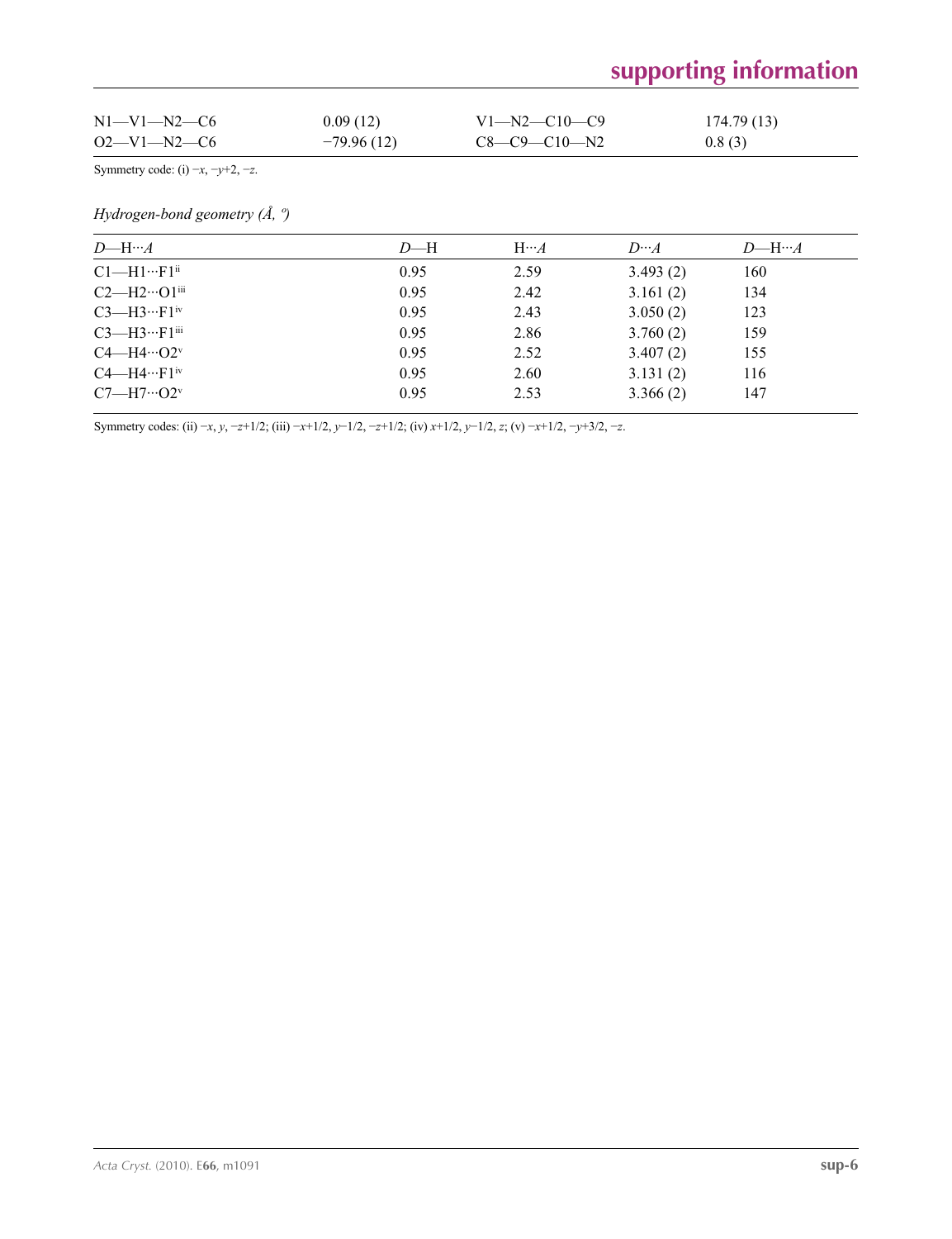| | | | |
|---|---|---|---|
| N1—V1—N2—C6 | 0.09 (12) | V1—N2—C10—C9 | 174.79 (13) |
| O2—V1—N2—C6 | −79.96 (12) | C8—C9—C10—N2 | 0.8 (3) |

Symmetry code: (i) $-x$, $-y+2$, $-z$.

*Hydrogen-bond geometry (Å, º)*

| *D*—H···*A* | *D*—H | H···*A* | *D*···*A* | *D*—H···*A* |
|---|---|---|---|---|
| C1—H1···F1$^{ii}$ | 0.95 | 2.59 | 3.493 (2) | 160 |
| C2—H2···O1$^{iii}$ | 0.95 | 2.42 | 3.161 (2) | 134 |
| C3—H3···F1$^{iv}$ | 0.95 | 2.43 | 3.050 (2) | 123 |
| C3—H3···F1$^{iii}$ | 0.95 | 2.86 | 3.760 (2) | 159 |
| C4—H4···O2$^{v}$ | 0.95 | 2.52 | 3.407 (2) | 155 |
| C4—H4···F1$^{iv}$ | 0.95 | 2.60 | 3.131 (2) | 116 |
| C7—H7···O2$^{v}$ | 0.95 | 2.53 | 3.366 (2) | 147 |

Symmetry codes: (ii) $-x$, $y$, $-z+1/2$; (iii) $-x+1/2$, $y-1/2$, $-z+1/2$; (iv) $x+1/2$, $y-1/2$, $z$; (v) $-x+1/2$, $-y+3/2$, $-z$.